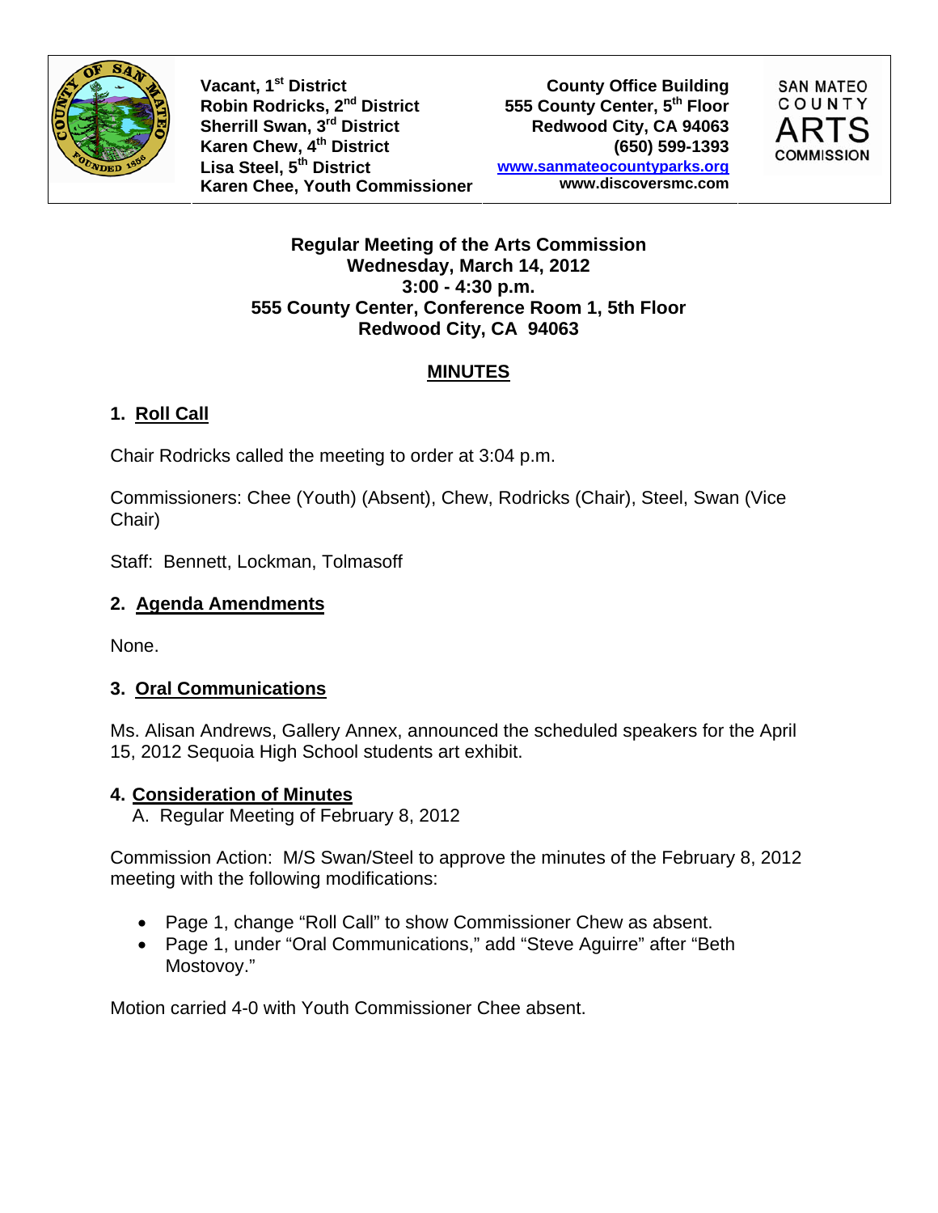Vacant, 1st District
Robin Rodricks, 2nd District
Sherrill Swan, 3rd District
Karen Chew, 4th District
Lisa Steel, 5th District
Karen Chee, Youth Commissioner

County Office Building
555 County Center, 5th Floor
Redwood City, CA 94063
(650) 599-1393
www.sanmateocountyparks.org
www.discoversmc.com

SAN MATEO COUNTY ARTS COMMISSION

**Regular Meeting of the Arts Commission**
**Wednesday, March 14, 2012**
**3:00 - 4:30 p.m.**
**555 County Center, Conference Room 1, 5th Floor**
**Redwood City, CA 94063**

# MINUTES

## 1. Roll Call

Chair Rodricks called the meeting to order at 3:04 p.m.

Commissioners: Chee (Youth) (Absent), Chew, Rodricks (Chair), Steel, Swan (Vice Chair)

Staff: Bennett, Lockman, Tolmasoff

## 2. Agenda Amendments

None.

## 3. Oral Communications

Ms. Alisan Andrews, Gallery Annex, announced the scheduled speakers for the April 15, 2012 Sequoia High School students art exhibit.

## 4. Consideration of Minutes

A. Regular Meeting of February 8, 2012

Commission Action: M/S Swan/Steel to approve the minutes of the February 8, 2012 meeting with the following modifications:

- Page 1, change "Roll Call" to show Commissioner Chew as absent.
- Page 1, under "Oral Communications," add "Steve Aguirre" after "Beth Mostovoy."

Motion carried 4-0 with Youth Commissioner Chee absent.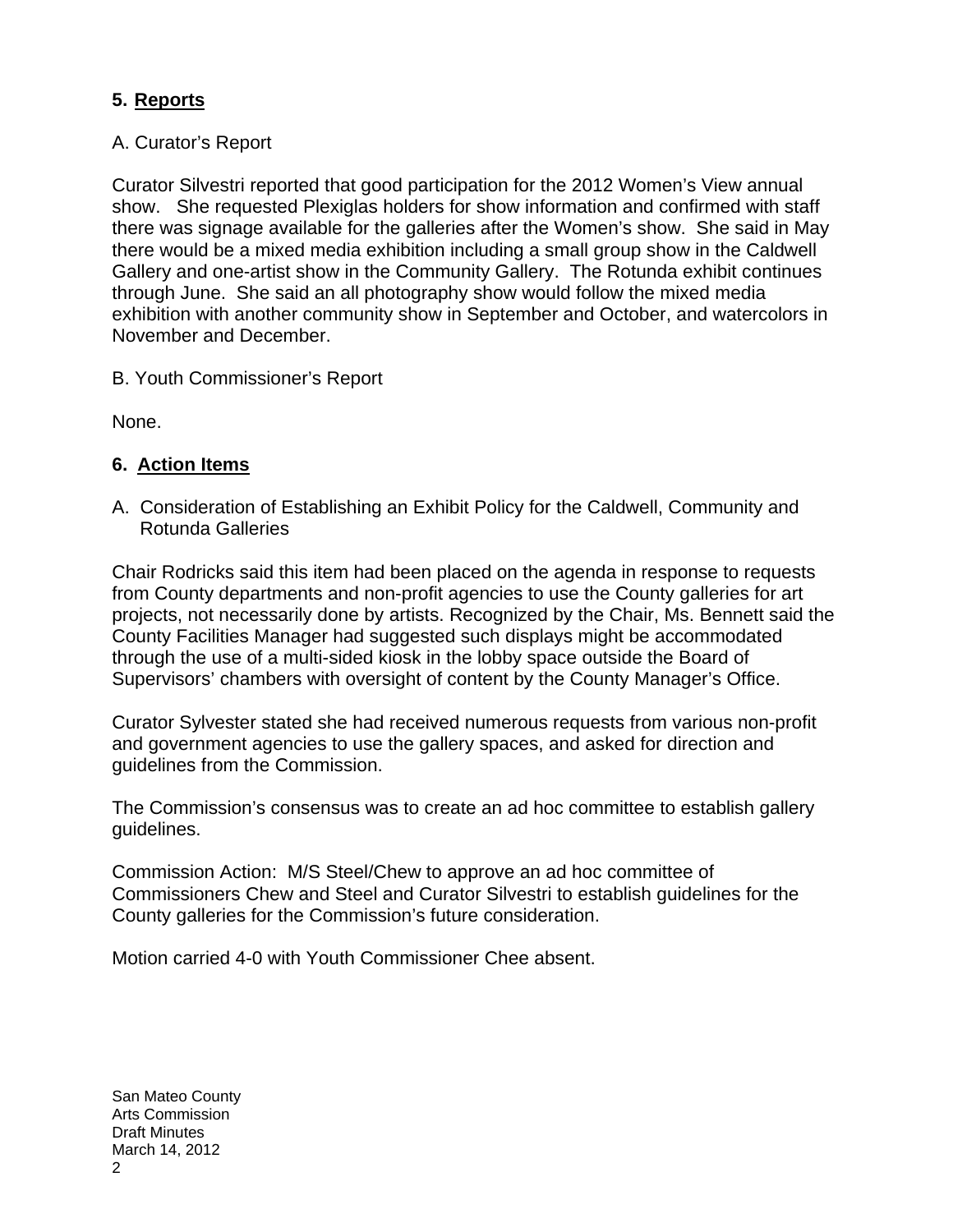## 5. Reports

A. Curator's Report

Curator Silvestri reported that good participation for the 2012 Women's View annual show. She requested Plexiglas holders for show information and confirmed with staff there was signage available for the galleries after the Women's show. She said in May there would be a mixed media exhibition including a small group show in the Caldwell Gallery and one-artist show in the Community Gallery. The Rotunda exhibit continues through June. She said an all photography show would follow the mixed media exhibition with another community show in September and October, and watercolors in November and December.

B. Youth Commissioner's Report

None.

## 6. Action Items

A. Consideration of Establishing an Exhibit Policy for the Caldwell, Community and Rotunda Galleries

Chair Rodricks said this item had been placed on the agenda in response to requests from County departments and non-profit agencies to use the County galleries for art projects, not necessarily done by artists. Recognized by the Chair, Ms. Bennett said the County Facilities Manager had suggested such displays might be accommodated through the use of a multi-sided kiosk in the lobby space outside the Board of Supervisors' chambers with oversight of content by the County Manager's Office.

Curator Sylvester stated she had received numerous requests from various non-profit and government agencies to use the gallery spaces, and asked for direction and guidelines from the Commission.

The Commission's consensus was to create an ad hoc committee to establish gallery guidelines.

Commission Action: M/S Steel/Chew to approve an ad hoc committee of Commissioners Chew and Steel and Curator Silvestri to establish guidelines for the County galleries for the Commission's future consideration.

Motion carried 4-0 with Youth Commissioner Chee absent.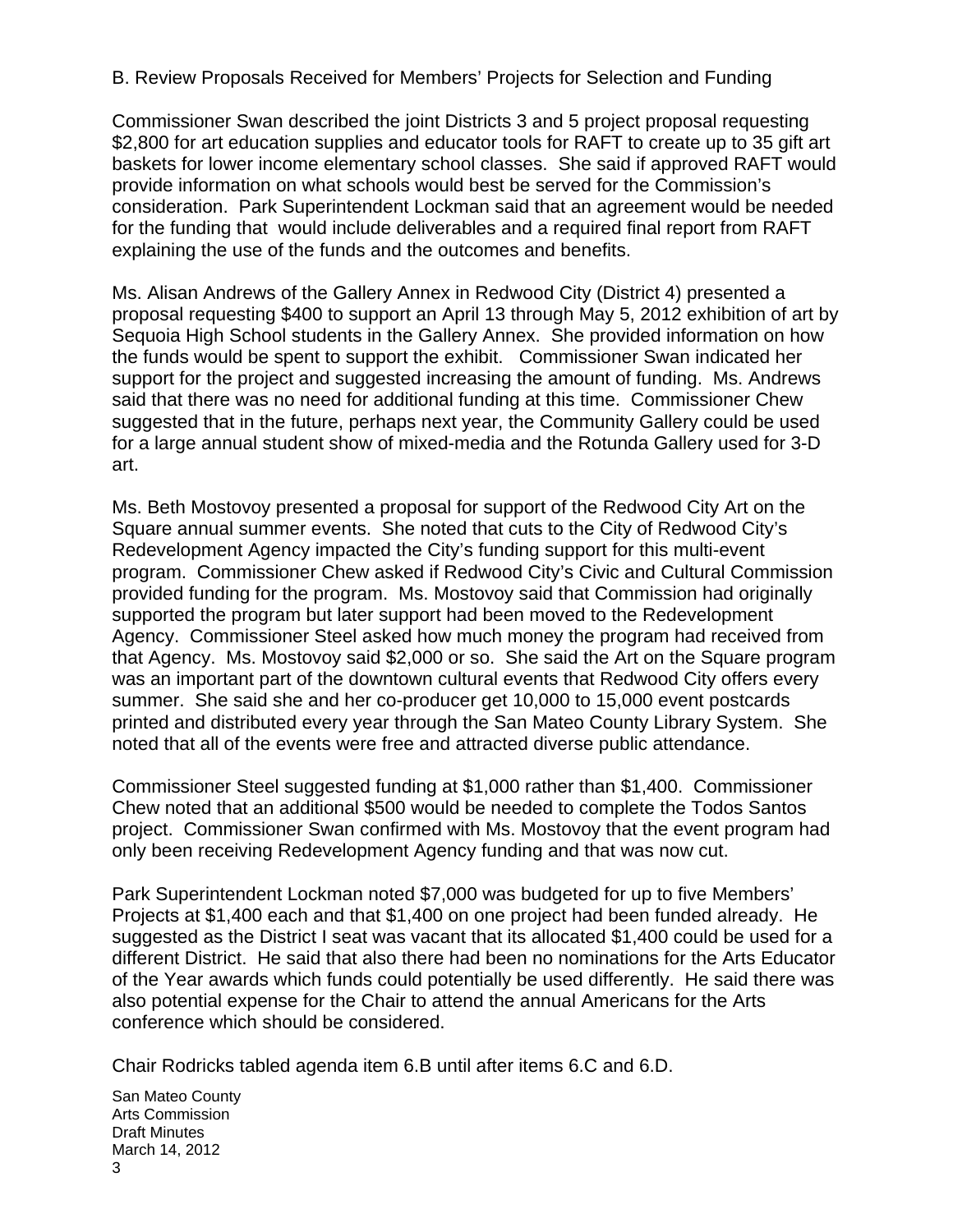B. Review Proposals Received for Members' Projects for Selection and Funding

Commissioner Swan described the joint Districts 3 and 5 project proposal requesting $2,800 for art education supplies and educator tools for RAFT to create up to 35 gift art baskets for lower income elementary school classes. She said if approved RAFT would provide information on what schools would best be served for the Commission's consideration. Park Superintendent Lockman said that an agreement would be needed for the funding that would include deliverables and a required final report from RAFT explaining the use of the funds and the outcomes and benefits.

Ms. Alisan Andrews of the Gallery Annex in Redwood City (District 4) presented a proposal requesting $400 to support an April 13 through May 5, 2012 exhibition of art by Sequoia High School students in the Gallery Annex. She provided information on how the funds would be spent to support the exhibit. Commissioner Swan indicated her support for the project and suggested increasing the amount of funding. Ms. Andrews said that there was no need for additional funding at this time. Commissioner Chew suggested that in the future, perhaps next year, the Community Gallery could be used for a large annual student show of mixed-media and the Rotunda Gallery used for 3-D art.

Ms. Beth Mostovoy presented a proposal for support of the Redwood City Art on the Square annual summer events. She noted that cuts to the City of Redwood City's Redevelopment Agency impacted the City's funding support for this multi-event program. Commissioner Chew asked if Redwood City's Civic and Cultural Commission provided funding for the program. Ms. Mostovoy said that Commission had originally supported the program but later support had been moved to the Redevelopment Agency. Commissioner Steel asked how much money the program had received from that Agency. Ms. Mostovoy said $2,000 or so. She said the Art on the Square program was an important part of the downtown cultural events that Redwood City offers every summer. She said she and her co-producer get 10,000 to 15,000 event postcards printed and distributed every year through the San Mateo County Library System. She noted that all of the events were free and attracted diverse public attendance.

Commissioner Steel suggested funding at $1,000 rather than $1,400. Commissioner Chew noted that an additional $500 would be needed to complete the Todos Santos project. Commissioner Swan confirmed with Ms. Mostovoy that the event program had only been receiving Redevelopment Agency funding and that was now cut.

Park Superintendent Lockman noted $7,000 was budgeted for up to five Members' Projects at $1,400 each and that $1,400 on one project had been funded already. He suggested as the District I seat was vacant that its allocated $1,400 could be used for a different District. He said that also there had been no nominations for the Arts Educator of the Year awards which funds could potentially be used differently. He said there was also potential expense for the Chair to attend the annual Americans for the Arts conference which should be considered.

Chair Rodricks tabled agenda item 6.B until after items 6.C and 6.D.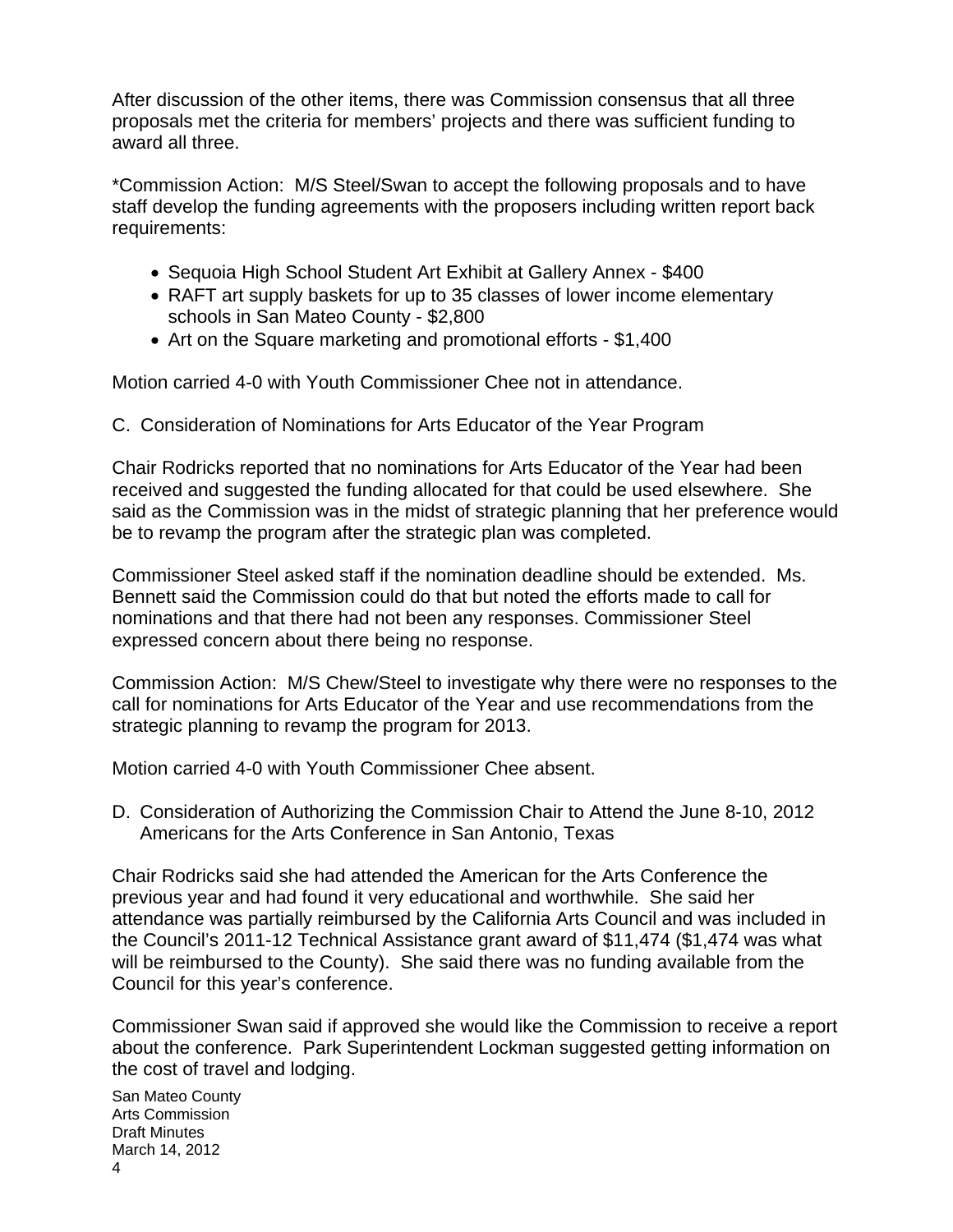After discussion of the other items, there was Commission consensus that all three proposals met the criteria for members' projects and there was sufficient funding to award all three.

*Commission Action: M/S Steel/Swan to accept the following proposals and to have staff develop the funding agreements with the proposers including written report back requirements:

- Sequoia High School Student Art Exhibit at Gallery Annex - $400
- RAFT art supply baskets for up to 35 classes of lower income elementary schools in San Mateo County - $2,800
- Art on the Square marketing and promotional efforts - $1,400

Motion carried 4-0 with Youth Commissioner Chee not in attendance.

C. Consideration of Nominations for Arts Educator of the Year Program

Chair Rodricks reported that no nominations for Arts Educator of the Year had been received and suggested the funding allocated for that could be used elsewhere. She said as the Commission was in the midst of strategic planning that her preference would be to revamp the program after the strategic plan was completed.

Commissioner Steel asked staff if the nomination deadline should be extended. Ms. Bennett said the Commission could do that but noted the efforts made to call for nominations and that there had not been any responses. Commissioner Steel expressed concern about there being no response.

Commission Action: M/S Chew/Steel to investigate why there were no responses to the call for nominations for Arts Educator of the Year and use recommendations from the strategic planning to revamp the program for 2013.

Motion carried 4-0 with Youth Commissioner Chee absent.

D. Consideration of Authorizing the Commission Chair to Attend the June 8-10, 2012 Americans for the Arts Conference in San Antonio, Texas

Chair Rodricks said she had attended the American for the Arts Conference the previous year and had found it very educational and worthwhile. She said her attendance was partially reimbursed by the California Arts Council and was included in the Council's 2011-12 Technical Assistance grant award of $11,474 ($1,474 was what will be reimbursed to the County). She said there was no funding available from the Council for this year's conference.

Commissioner Swan said if approved she would like the Commission to receive a report about the conference. Park Superintendent Lockman suggested getting information on the cost of travel and lodging.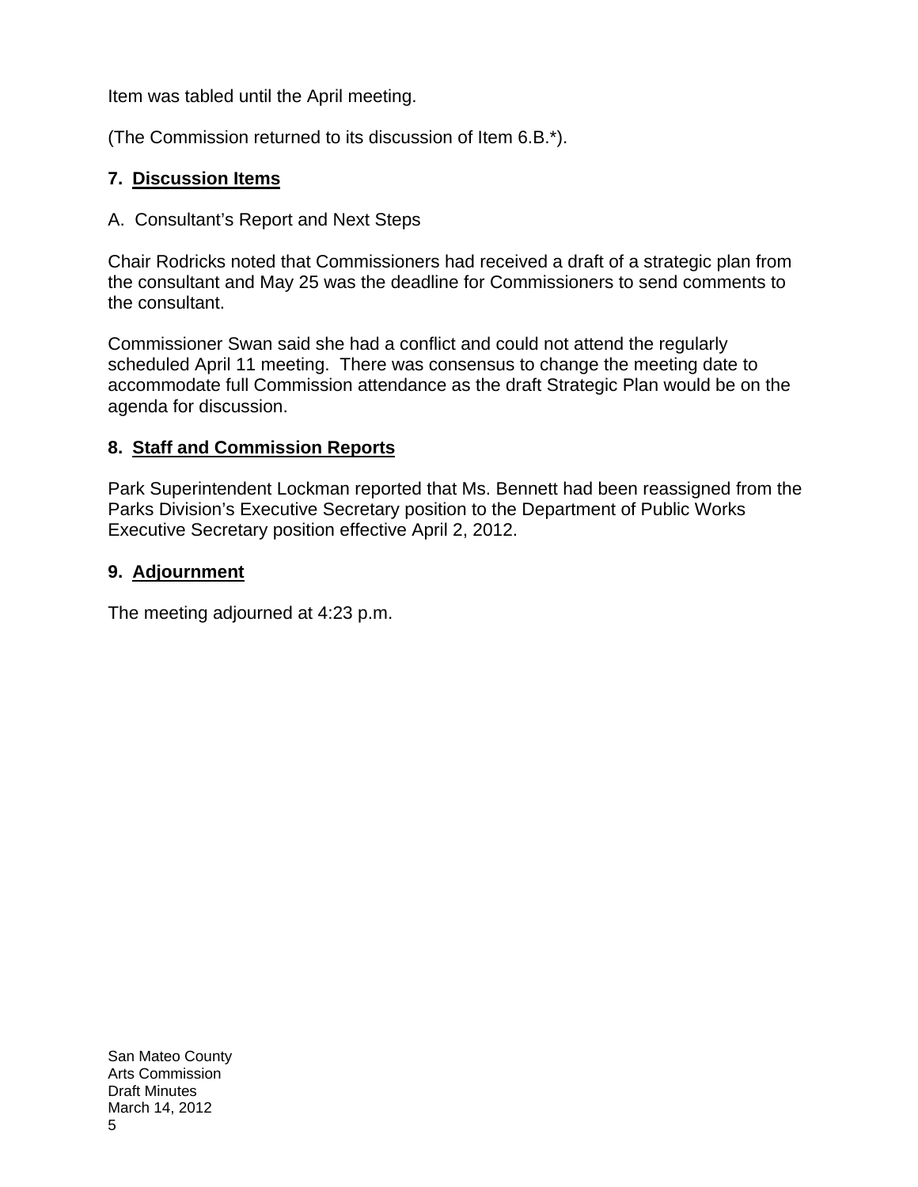Item was tabled until the April meeting.

(The Commission returned to its discussion of Item 6.B.*).

## 7. Discussion Items

A. Consultant's Report and Next Steps

Chair Rodricks noted that Commissioners had received a draft of a strategic plan from the consultant and May 25 was the deadline for Commissioners to send comments to the consultant.

Commissioner Swan said she had a conflict and could not attend the regularly scheduled April 11 meeting. There was consensus to change the meeting date to accommodate full Commission attendance as the draft Strategic Plan would be on the agenda for discussion.

## 8. Staff and Commission Reports

Park Superintendent Lockman reported that Ms. Bennett had been reassigned from the Parks Division's Executive Secretary position to the Department of Public Works Executive Secretary position effective April 2, 2012.

## 9. Adjournment

The meeting adjourned at 4:23 p.m.